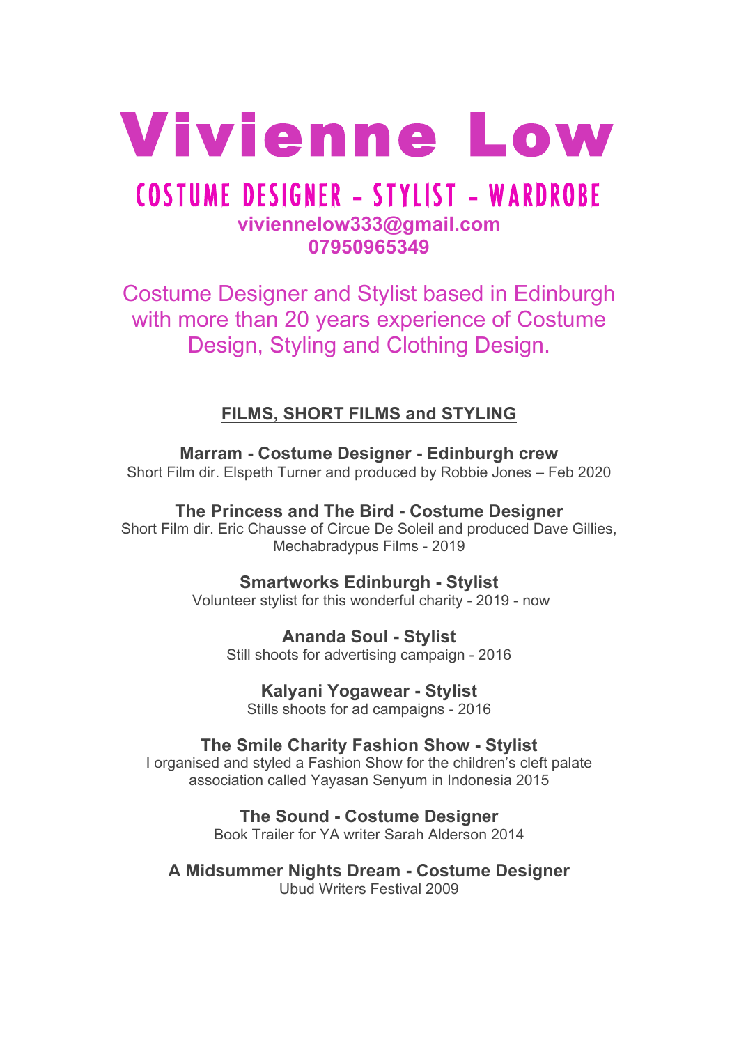# Vivienne Low

## COSTUME DESIGNER – STYLIST – WARDROBE

**viviennelow333@gmail.com**
**07950965349**

Costume Designer and Stylist based in Edinburgh with more than 20 years experience of Costume Design, Styling and Clothing Design.

### FILMS, SHORT FILMS and STYLING

**Marram - Costume Designer - Edinburgh crew**
Short Film dir. Elspeth Turner and produced by Robbie Jones – Feb 2020

**The Princess and The Bird - Costume Designer**
Short Film dir. Eric Chausse of Circue De Soleil and produced Dave Gillies, Mechabradypus Films - 2019

**Smartworks Edinburgh - Stylist**
Volunteer stylist for this wonderful charity - 2019 - now

**Ananda Soul - Stylist**
Still shoots for advertising campaign - 2016

**Kalyani Yogawear - Stylist**
Stills shoots for ad campaigns - 2016

**The Smile Charity Fashion Show - Stylist**
I organised and styled a Fashion Show for the children's cleft palate association called Yayasan Senyum in Indonesia 2015

**The Sound - Costume Designer**
Book Trailer for YA writer Sarah Alderson 2014

**A Midsummer Nights Dream - Costume Designer**
Ubud Writers Festival 2009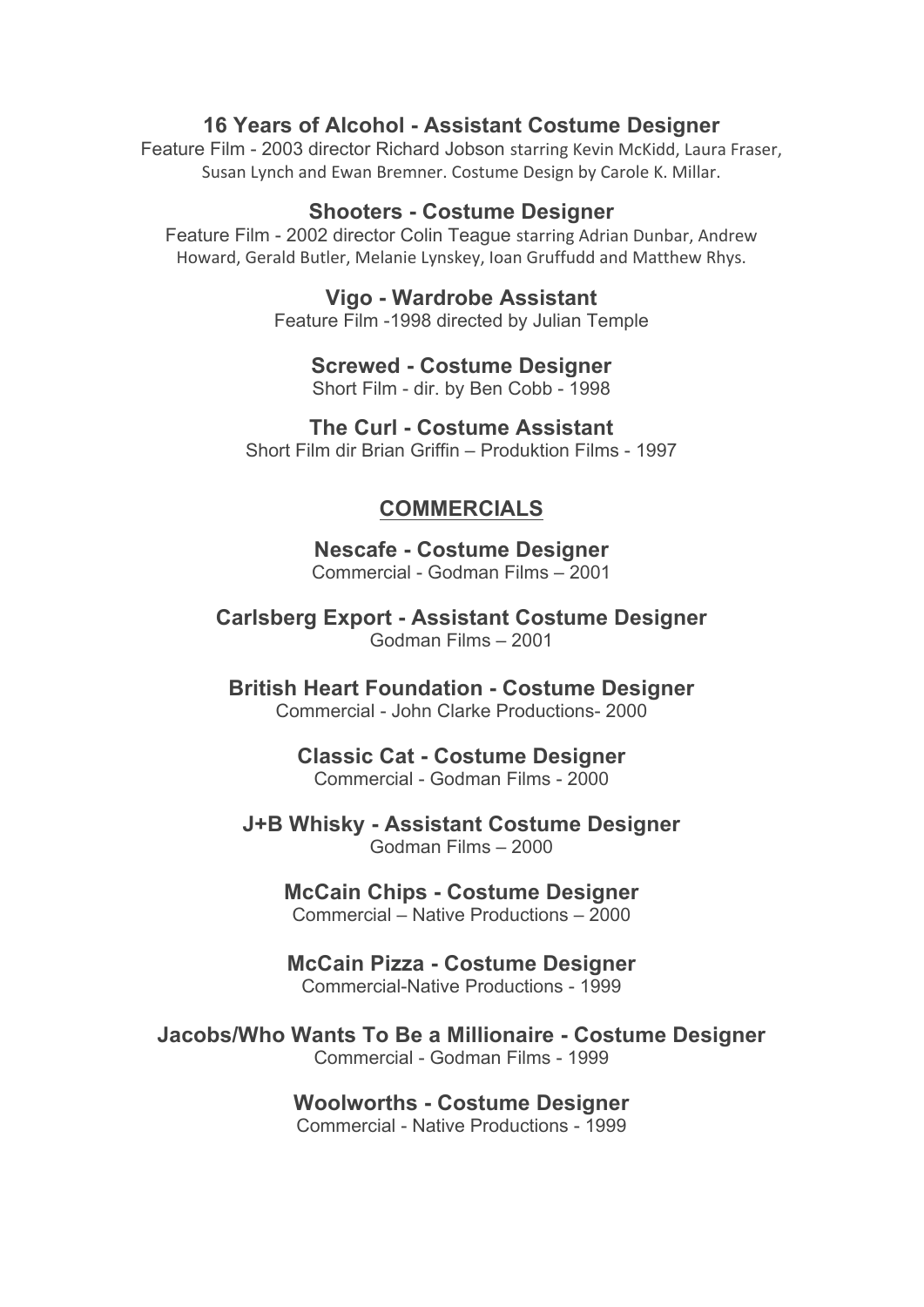**16 Years of Alcohol - Assistant Costume Designer**
Feature Film - 2003 director Richard Jobson starring Kevin McKidd, Laura Fraser, Susan Lynch and Ewan Bremner. Costume Design by Carole K. Millar.

**Shooters - Costume Designer**
Feature Film - 2002 director Colin Teague starring Adrian Dunbar, Andrew Howard, Gerald Butler, Melanie Lynskey, Ioan Gruffudd and Matthew Rhys.

**Vigo - Wardrobe Assistant**
Feature Film -1998 directed by Julian Temple

**Screwed - Costume Designer**
Short Film - dir. by Ben Cobb - 1998

**The Curl - Costume Assistant**
Short Film dir Brian Griffin – Produktion Films - 1997

## COMMERCIALS

**Nescafe - Costume Designer**
Commercial - Godman Films – 2001

**Carlsberg Export - Assistant Costume Designer**
Godman Films – 2001

**British Heart Foundation - Costume Designer**
Commercial - John Clarke Productions- 2000

**Classic Cat - Costume Designer**
Commercial - Godman Films - 2000

**J+B Whisky - Assistant Costume Designer**
Godman Films – 2000

**McCain Chips - Costume Designer**
Commercial – Native Productions – 2000

**McCain Pizza - Costume Designer**
Commercial-Native Productions - 1999

**Jacobs/Who Wants To Be a Millionaire - Costume Designer**
Commercial - Godman Films - 1999

**Woolworths - Costume Designer**
Commercial - Native Productions - 1999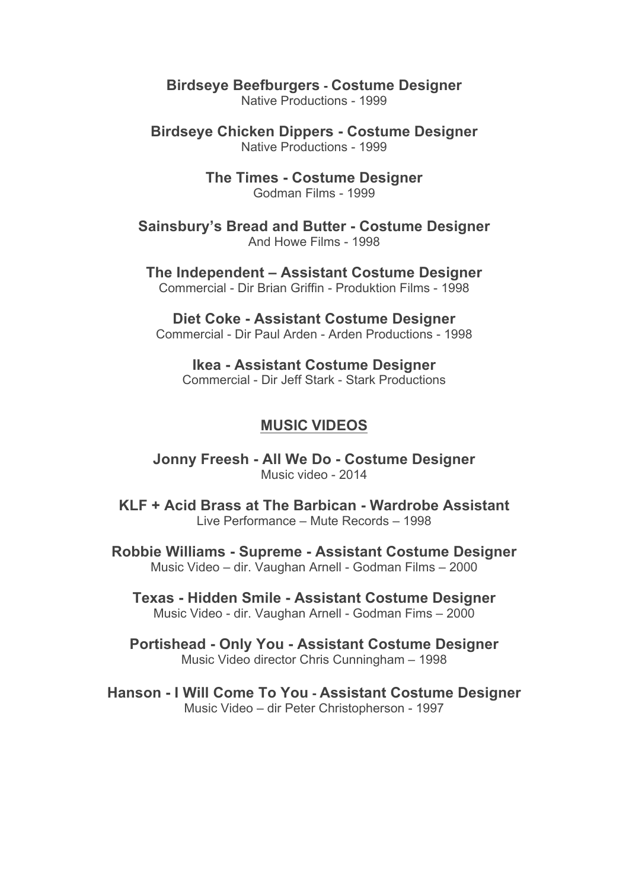**Birdseye Beefburgers - Costume Designer**
Native Productions - 1999

**Birdseye Chicken Dippers - Costume Designer**
Native Productions - 1999

**The Times - Costume Designer**
Godman Films - 1999

**Sainsbury's Bread and Butter - Costume Designer**
And Howe Films - 1998

**The Independent – Assistant Costume Designer**
Commercial - Dir Brian Griffin - Produktion Films - 1998

**Diet Coke - Assistant Costume Designer**
Commercial - Dir Paul Arden - Arden Productions - 1998

**Ikea - Assistant Costume Designer**
Commercial - Dir Jeff Stark - Stark Productions

## MUSIC VIDEOS

**Jonny Freesh - All We Do - Costume Designer**
Music video - 2014

**KLF + Acid Brass at The Barbican - Wardrobe Assistant**
Live Performance – Mute Records – 1998

**Robbie Williams - Supreme - Assistant Costume Designer**
Music Video – dir. Vaughan Arnell - Godman Films – 2000

**Texas - Hidden Smile - Assistant Costume Designer**
Music Video - dir. Vaughan Arnell - Godman Fims – 2000

**Portishead - Only You - Assistant Costume Designer**
Music Video director Chris Cunningham – 1998

**Hanson - I Will Come To You - Assistant Costume Designer**
Music Video – dir Peter Christopherson - 1997